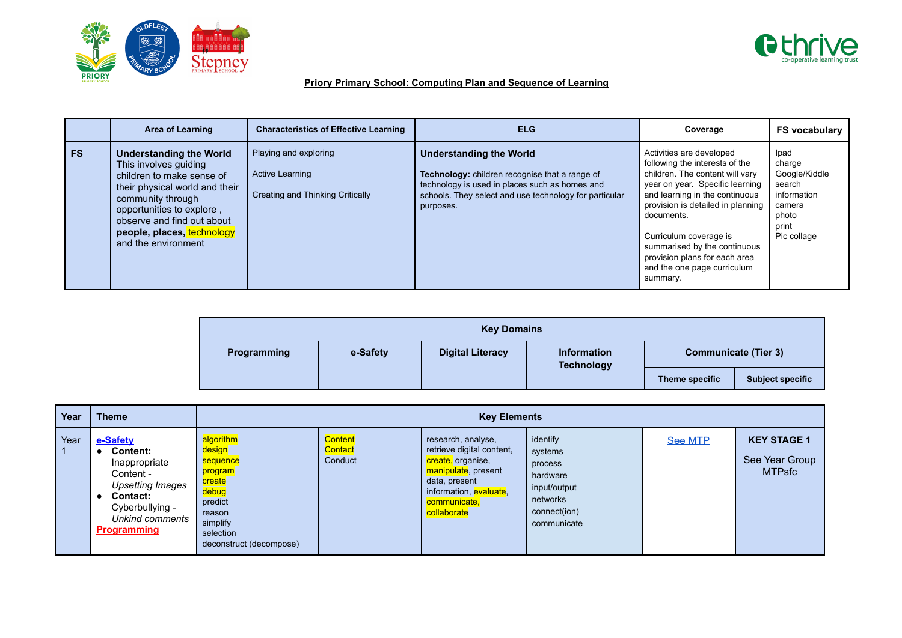**Priory Primary School: Computing Plan and Sequence of Learning**

| | Area of Learning | Characteristics of Effective Learning | ELG | Coverage | FS vocabulary |
|---|---|---|---|---|---|
| **FS** | **Understanding the World**<br>This involves guiding children to make sense of their physical world and their community through opportunities to explore , observe and find out about **people, places,** technology and the environment | Playing and exploring<br><br>Active Learning<br><br>Creating and Thinking Critically | **Understanding the World**<br><br>**Technology:** children recognise that a range of technology is used in places such as homes and schools. They select and use technology for particular purposes. | Activities are developed following the interests of the children. The content will vary year on year. Specific learning and learning in the continuous provision is detailed in planning documents.<br><br>Curriculum coverage is summarised by the continuous provision plans for each area and the one page curriculum summary. | Ipad<br>charge<br>Google/Kiddle<br>search<br>information<br>camera<br>photo<br>print<br>Pic collage |

| Year | Theme | Key Domains: Programming | e-Safety | Digital Literacy | Information Technology | Communicate (Tier 3): Theme specific | Communicate (Tier 3): Subject specific |
|---|---|---|---|---|---|---|---|
| | | **Key Elements** | | | | | |
| Year 1 | **e-Safety**<br>● **Content:** Inappropriate Content - *Upsetting Images*<br>● **Contact:** Cyberbullying - *Unkind comments*<br>**Programming** | algorithm<br>design<br>sequence<br>program<br>create<br>debug<br>predict<br>reason<br>simplify<br>selection<br>deconstruct (decompose) | Content<br>Contact<br>Conduct | research, analyse, retrieve digital content, create, organise, manipulate, present data, present information, evaluate, communicate, collaborate | identify<br>systems<br>process<br>hardware<br>input/output<br>networks<br>connect(ion)<br>communicate | See MTP | **KEY STAGE 1**<br><br>See Year Group MTPsfc |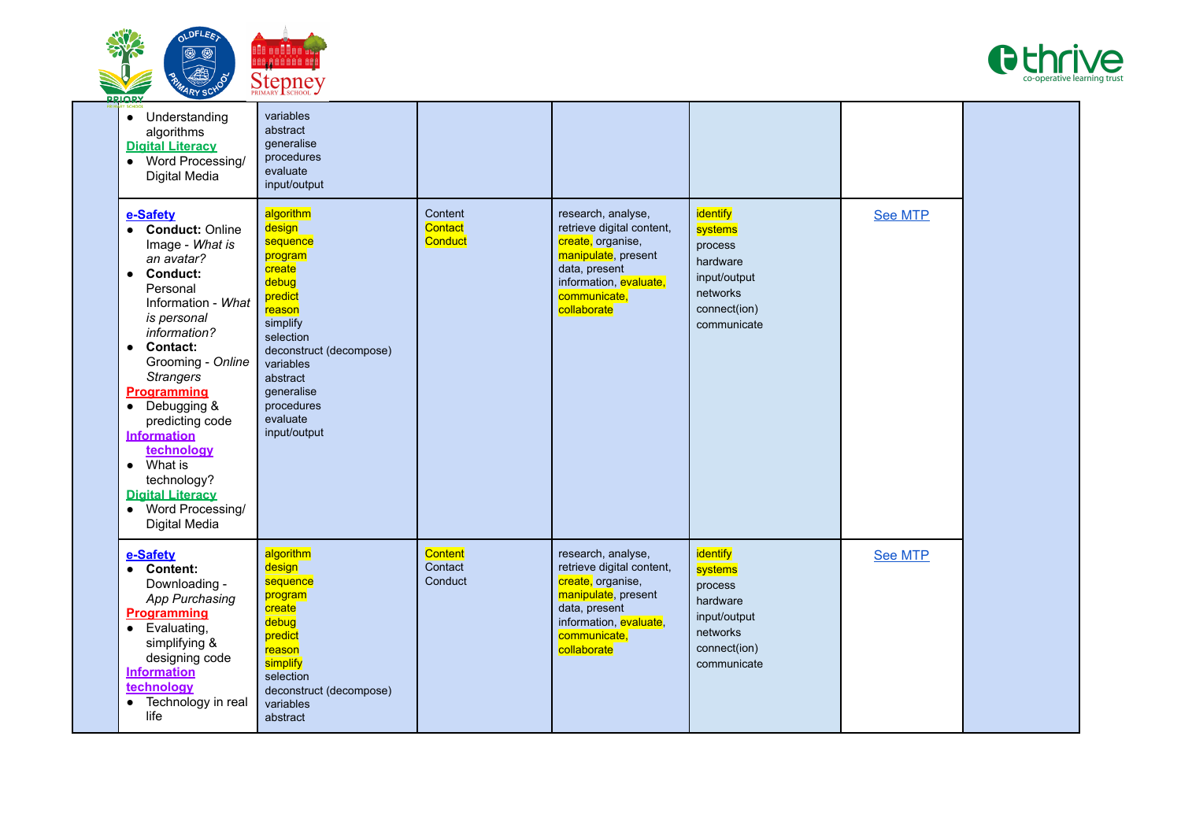| | | | | | | | |
|---|---|---|---|---|---|---|---|
| | • Understanding algorithms<br>**Digital Literacy**<br>• Word Processing/ Digital Media | variables<br>abstract<br>generalise<br>procedures<br>evaluate<br>input/output | | | | | |
| | **e-Safety**<br>• **Conduct:** Online Image - *What is an avatar?*<br>• **Conduct:** Personal Information - *What is personal information?*<br>• **Contact:** Grooming - *Online Strangers*<br>**Programming**<br>• Debugging & predicting code<br>**Information technology**<br>• What is technology?<br>**Digital Literacy**<br>• Word Processing/ Digital Media | algorithm<br>design<br>sequence<br>program<br>create<br>debug<br>predict<br>reason<br>simplify<br>selection<br>deconstruct (decompose)<br>variables<br>abstract<br>generalise<br>procedures<br>evaluate<br>input/output | Content<br>Contact<br>Conduct | research, analyse, retrieve digital content, create, organise, manipulate, present data, present information, evaluate, communicate, collaborate | identify<br>systems<br>process<br>hardware<br>input/output<br>networks<br>connect(ion)<br>communicate | See MTP | |
| | **e-Safety**<br>• **Content:** Downloading - *App Purchasing*<br>**Programming**<br>• Evaluating, simplifying & designing code<br>**Information technology**<br>• Technology in real life | algorithm<br>design<br>sequence<br>program<br>create<br>debug<br>predict<br>reason<br>simplify<br>selection<br>deconstruct (decompose)<br>variables<br>abstract | Content<br>Contact<br>Conduct | research, analyse, retrieve digital content, create, organise, manipulate, present data, present information, evaluate, communicate, collaborate | identify<br>systems<br>process<br>hardware<br>input/output<br>networks<br>connect(ion)<br>communicate | See MTP | |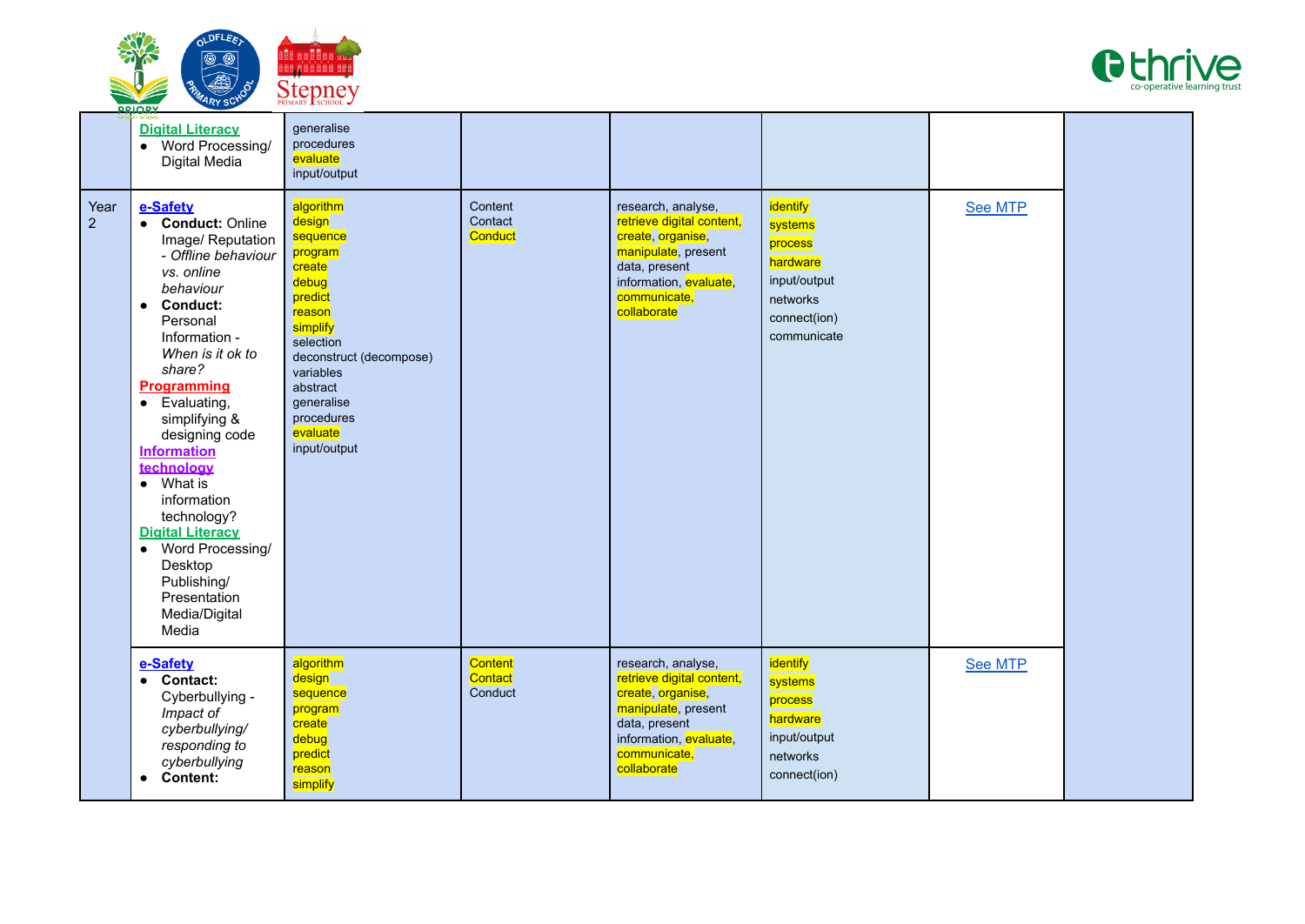| | | | | | | | |
|---|---|---|---|---|---|---|---|
| | **Digital Literacy**<br>• Word Processing/ Digital Media | generalise<br>procedures<br>evaluate<br>input/output | | | | | |
| Year 2 | **e-Safety**<br>• **Conduct:** Online Image/ Reputation - *Offline behaviour vs. online behaviour*<br>• **Conduct:** Personal Information - *When is it ok to share?*<br>**Programming**<br>• Evaluating, simplifying & designing code<br>**Information technology**<br>• What is information technology?<br>**Digital Literacy**<br>• Word Processing/ Desktop Publishing/ Presentation Media/Digital Media | algorithm<br>design<br>sequence<br>program<br>create<br>debug<br>predict<br>reason<br>simplify<br>selection<br>deconstruct (decompose)<br>variables<br>abstract<br>generalise<br>procedures<br>evaluate<br>input/output | Content<br>Contact<br>Conduct | research, analyse, retrieve digital content, create, organise, manipulate, present data, present information, evaluate, communicate, collaborate | identify<br>systems<br>process<br>hardware<br>input/output<br>networks<br>connect(ion)<br>communicate | See MTP | |
| | **e-Safety**<br>• **Contact:** Cyberbullying - *Impact of cyberbullying/ responding to cyberbullying*<br>• **Content:** | algorithm<br>design<br>sequence<br>program<br>create<br>debug<br>predict<br>reason<br>simplify | Content<br>Contact<br>Conduct | research, analyse, retrieve digital content, create, organise, manipulate, present data, present information, evaluate, communicate, collaborate | identify<br>systems<br>process<br>hardware<br>input/output<br>networks<br>connect(ion) | See MTP | |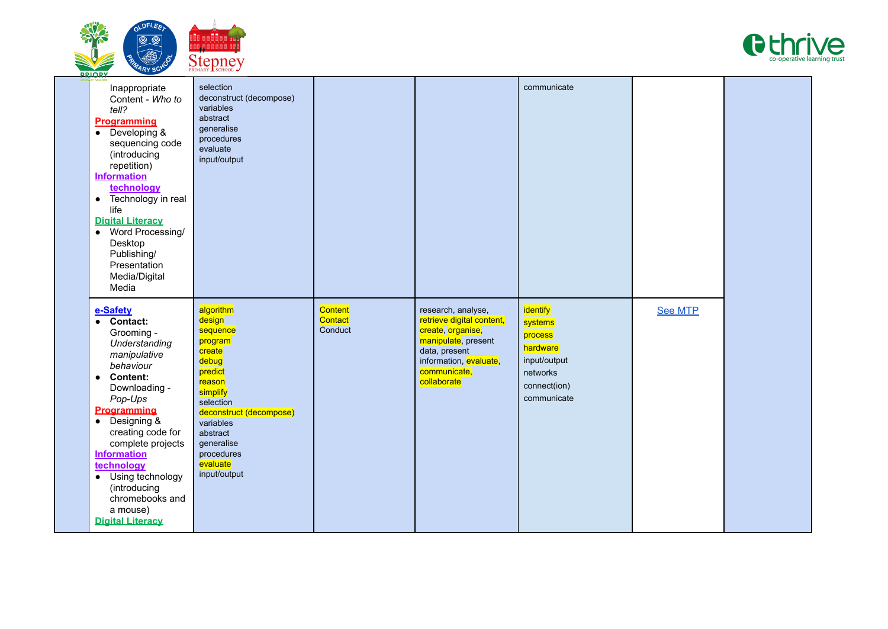| | | | | | | | |
|---|---|---|---|---|---|---|---|
| | Inappropriate Content - *Who to tell?*<br>**Programming**<br>• Developing & sequencing code (introducing repetition)<br>**Information technology**<br>• Technology in real life<br>**Digital Literacy**<br>• Word Processing/ Desktop Publishing/ Presentation Media/Digital Media | selection<br>deconstruct (decompose)<br>variables<br>abstract<br>generalise<br>procedures<br>evaluate<br>input/output | | | communicate | | |
| | **e-Safety**<br>• **Contact:** Grooming - *Understanding manipulative behaviour*<br>• **Content:** Downloading - *Pop-Ups*<br>**Programming**<br>• Designing & creating code for complete projects<br>**Information technology**<br>• Using technology (introducing chromebooks and a mouse)<br>**Digital Literacy** | algorithm<br>design<br>sequence<br>program<br>create<br>debug<br>predict<br>reason<br>simplify<br>selection<br>deconstruct (decompose)<br>variables<br>abstract<br>generalise<br>procedures<br>evaluate<br>input/output | Content<br>Contact<br>Conduct | research, analyse, retrieve digital content, create, organise, manipulate, present data, present information, evaluate, communicate, collaborate | identify<br>systems<br>process<br>hardware<br>input/output<br>networks<br>connect(ion)<br>communicate | See MTP | |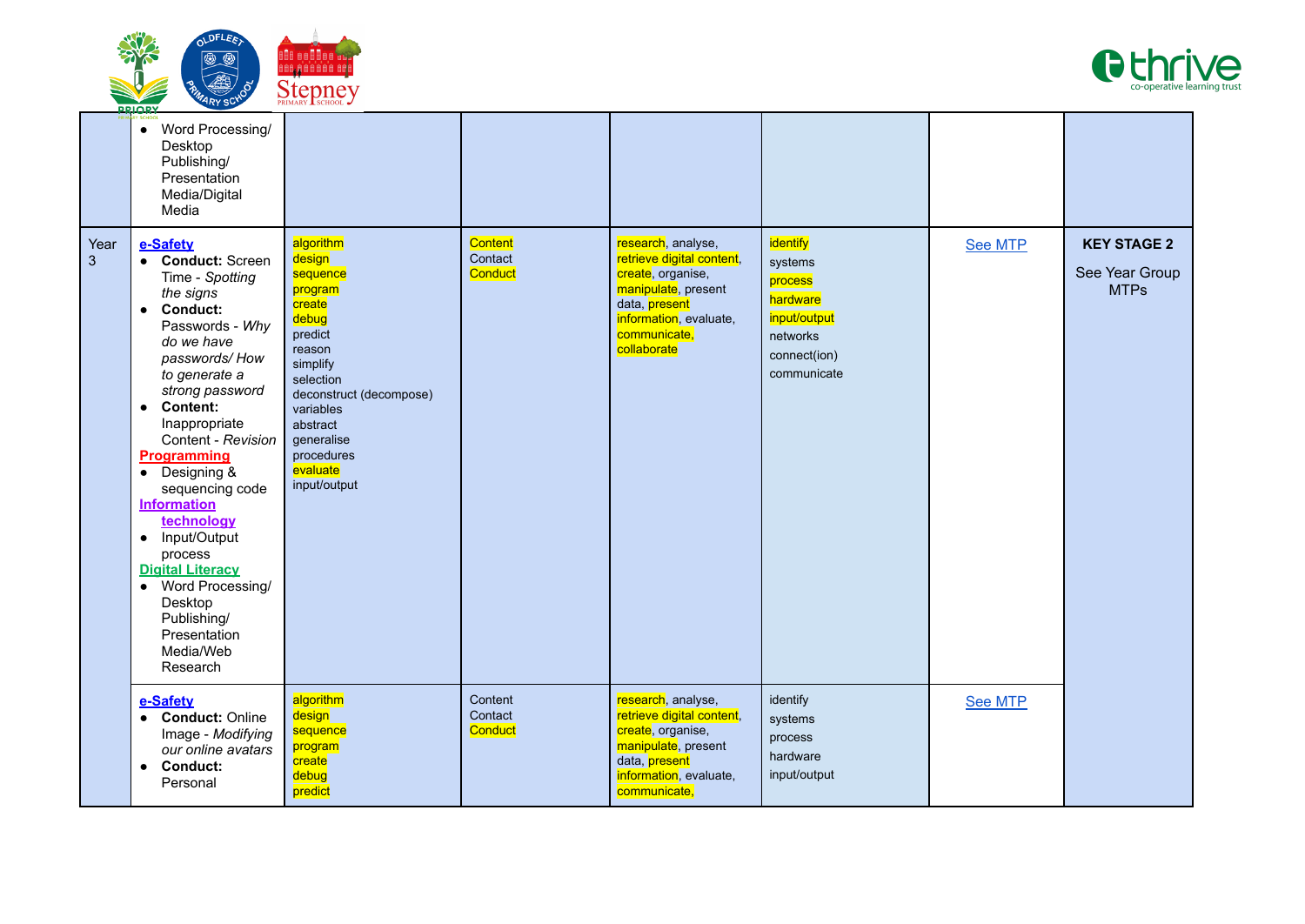| | | | | | | | |
|---|---|---|---|---|---|---|---|
| | • Word Processing/ Desktop Publishing/ Presentation Media/Digital Media | | | | | | |
| Year 3 | **e-Safety**<br>• **Conduct:** Screen Time - *Spotting the signs*<br>• **Conduct:** Passwords - *Why do we have passwords/ How to generate a strong password*<br>• **Content:** Inappropriate Content - *Revision*<br>**Programming**<br>• Designing & sequencing code<br>**Information technology**<br>• Input/Output process<br>**Digital Literacy**<br>• Word Processing/ Desktop Publishing/ Presentation Media/Web Research | algorithm<br>design<br>sequence<br>program<br>create<br>debug<br>predict<br>reason<br>simplify<br>selection<br>deconstruct (decompose)<br>variables<br>abstract<br>generalise<br>procedures<br>evaluate<br>input/output | Content<br>Contact<br>Conduct | research, analyse, retrieve digital content, create, organise, manipulate, present data, present information, evaluate, communicate, collaborate | identify<br>systems<br>process<br>hardware<br>input/output<br>networks<br>connect(ion)<br>communicate | See MTP | **KEY STAGE 2**<br><br>See Year Group MTPs |
| | **e-Safety**<br>• **Conduct:** Online Image - *Modifying our online avatars*<br>• **Conduct:** Personal | algorithm<br>design<br>sequence<br>program<br>create<br>debug<br>predict | Content<br>Contact<br>Conduct | research, analyse, retrieve digital content, create, organise, manipulate, present data, present information, evaluate, communicate, | identify<br>systems<br>process<br>hardware<br>input/output | See MTP | |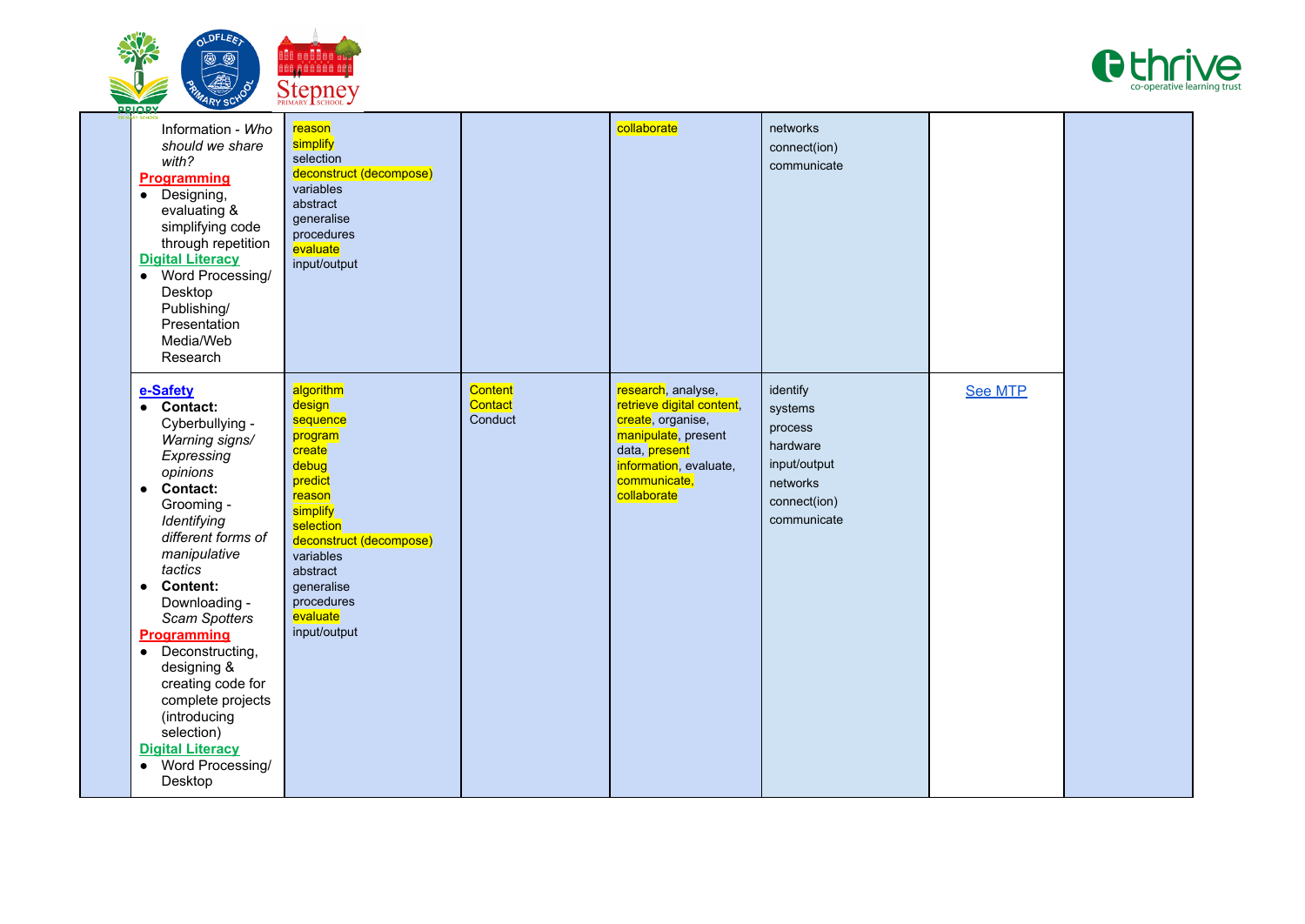| | | | | | | | |
|---|---|---|---|---|---|---|---|
| | Information - *Who should we share with?*<br>**Programming**<br>• Designing, evaluating & simplifying code through repetition<br>**Digital Literacy**<br>• Word Processing/ Desktop Publishing/ Presentation Media/Web Research | reason<br>simplify<br>selection<br>deconstruct (decompose)<br>variables<br>abstract<br>generalise<br>procedures<br>evaluate<br>input/output | | collaborate | networks<br>connect(ion)<br>communicate | | |
| | **e-Safety**<br>• **Contact:** Cyberbullying - *Warning signs/ Expressing opinions*<br>• **Contact:** Grooming - *Identifying different forms of manipulative tactics*<br>• **Content:** Downloading - *Scam Spotters*<br>**Programming**<br>• Deconstructing, designing & creating code for complete projects (introducing selection)<br>**Digital Literacy**<br>• Word Processing/ Desktop | algorithm<br>design<br>sequence<br>program<br>create<br>debug<br>predict<br>reason<br>simplify<br>selection<br>deconstruct (decompose)<br>variables<br>abstract<br>generalise<br>procedures<br>evaluate<br>input/output | Content<br>Contact<br>Conduct | research, analyse, retrieve digital content, create, organise, manipulate, present data, present information, evaluate, communicate, collaborate | identify<br>systems<br>process<br>hardware<br>input/output<br>networks<br>connect(ion)<br>communicate | See MTP | |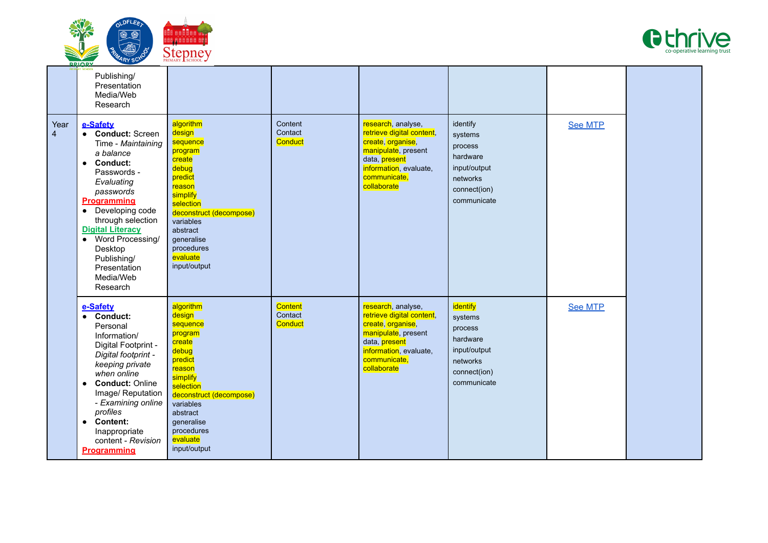| | | | | | | | |
|---|---|---|---|---|---|---|---|
| | Publishing/ Presentation Media/Web Research | | | | | | |
| Year 4 | **e-Safety**<br>• **Conduct:** Screen Time - *Maintaining a balance*<br>• **Conduct:** Passwords - *Evaluating passwords*<br>**Programming**<br>• Developing code through selection<br>**Digital Literacy**<br>• Word Processing/ Desktop Publishing/ Presentation Media/Web Research | algorithm<br>design<br>sequence<br>program<br>create<br>debug<br>predict<br>reason<br>simplify<br>selection<br>deconstruct (decompose)<br>variables<br>abstract<br>generalise<br>procedures<br>evaluate<br>input/output | Content<br>Contact<br>Conduct | research, analyse, retrieve digital content, create, organise, manipulate, present data, present information, evaluate, communicate, collaborate | identify<br>systems<br>process<br>hardware<br>input/output<br>networks<br>connect(ion)<br>communicate | See MTP | |
| | **e-Safety**<br>• **Conduct:** Personal Information/ Digital Footprint - *Digital footprint - keeping private when online*<br>• **Conduct:** Online Image/ Reputation - *Examining online profiles*<br>• **Content:** Inappropriate content - *Revision*<br>**Programming** | algorithm<br>design<br>sequence<br>program<br>create<br>debug<br>predict<br>reason<br>simplify<br>selection<br>deconstruct (decompose)<br>variables<br>abstract<br>generalise<br>procedures<br>evaluate<br>input/output | Content<br>Contact<br>Conduct | research, analyse, retrieve digital content, create, organise, manipulate, present data, present information, evaluate, communicate, collaborate | identify<br>systems<br>process<br>hardware<br>input/output<br>networks<br>connect(ion)<br>communicate | See MTP | |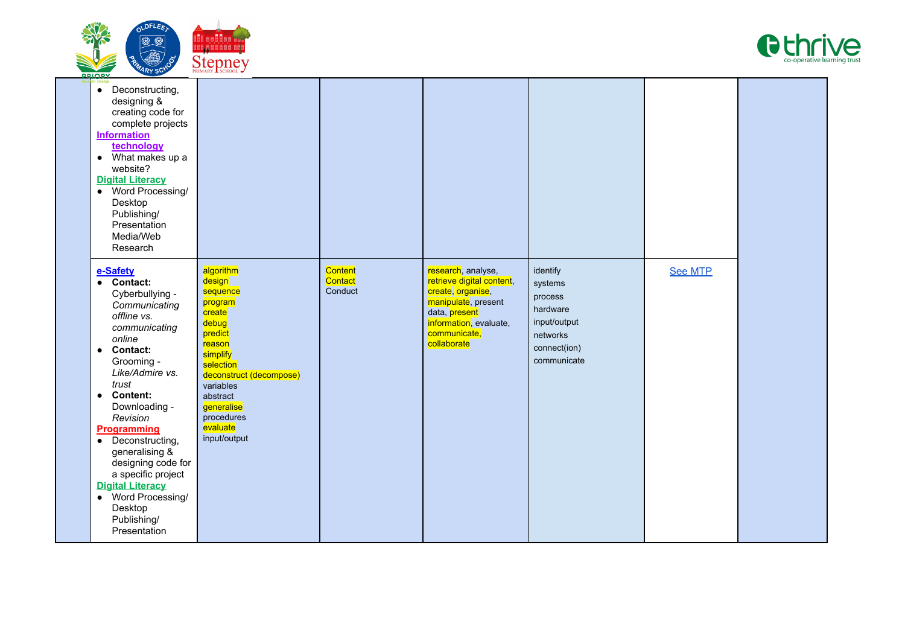| | | | | | | | |
|---|---|---|---|---|---|---|---|
| | • Deconstructing, designing & creating code for complete projects<br>**Information technology**<br>• What makes up a website?<br>**Digital Literacy**<br>• Word Processing/ Desktop Publishing/ Presentation Media/Web Research | | | | | | |
| | **e-Safety**<br>• **Contact:** Cyberbullying - *Communicating offline vs. communicating online*<br>• **Contact:** Grooming - *Like/Admire vs. trust*<br>• **Content:** Downloading - *Revision*<br>**Programming**<br>• Deconstructing, generalising & designing code for a specific project<br>**Digital Literacy**<br>• Word Processing/ Desktop Publishing/ Presentation | algorithm<br>design<br>sequence<br>program<br>create<br>debug<br>predict<br>reason<br>simplify<br>selection<br>deconstruct (decompose)<br>variables<br>abstract<br>generalise<br>procedures<br>evaluate<br>input/output | Content<br>Contact<br>Conduct | research, analyse, retrieve digital content, create, organise, manipulate, present data, present information, evaluate, communicate, collaborate | identify<br>systems<br>process<br>hardware<br>input/output<br>networks<br>connect(ion)<br>communicate | See MTP | |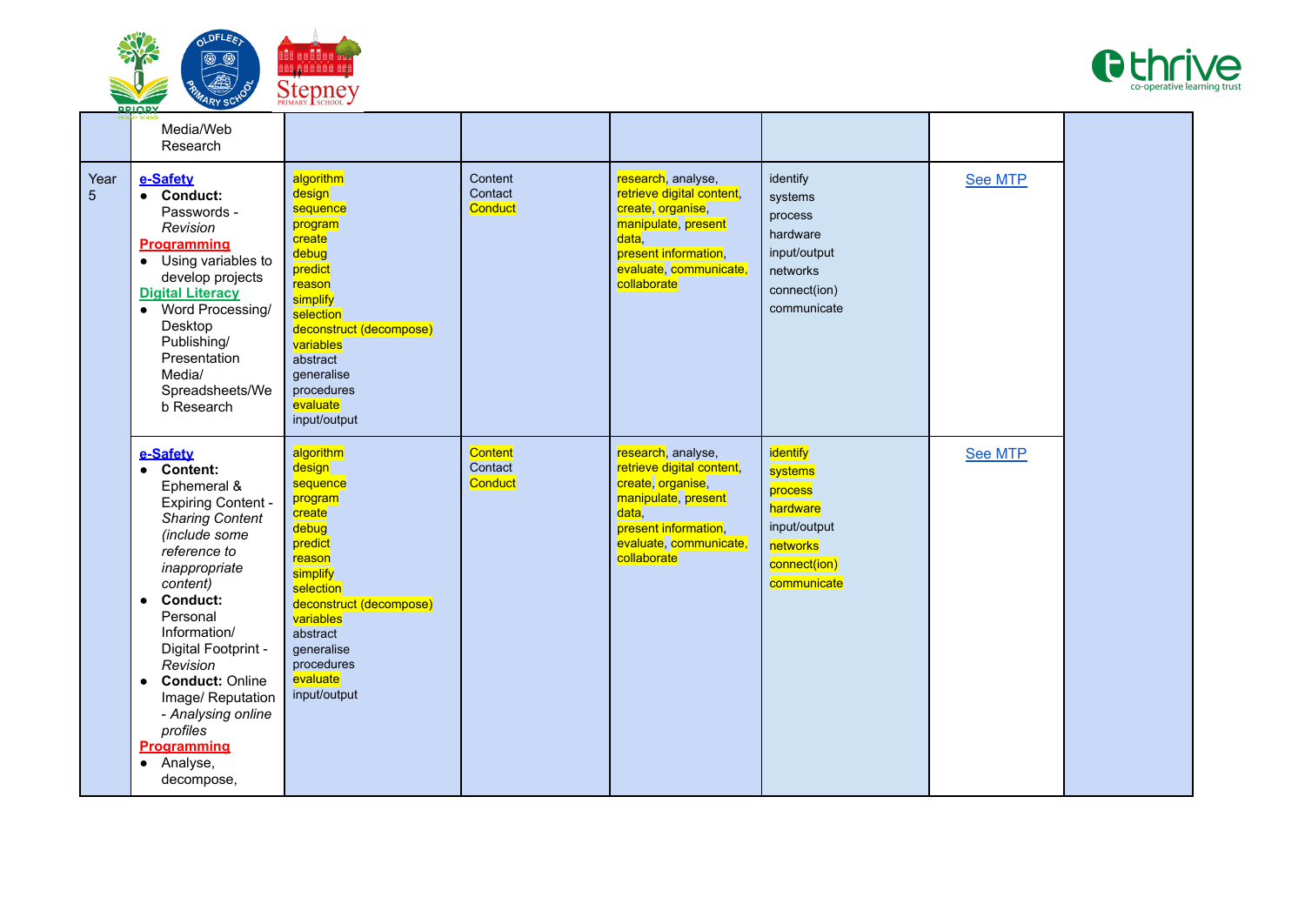| | | | | | | | |
|---|---|---|---|---|---|---|---|
| | Media/Web Research | | | | | | |
| Year 5 | **e-Safety**<br>• **Conduct:** Passwords - *Revision*<br>**Programming**<br>• Using variables to develop projects<br>**Digital Literacy**<br>• Word Processing/ Desktop Publishing/ Presentation Media/ Spreadsheets/Web Research | algorithm<br>design<br>sequence<br>program<br>create<br>debug<br>predict<br>reason<br>simplify<br>selection<br>deconstruct (decompose)<br>variables<br>abstract<br>generalise<br>procedures<br>evaluate<br>input/output | Content<br>Contact<br>Conduct | research, analyse, retrieve digital content, create, organise, manipulate, present data, present information, evaluate, communicate, collaborate | identify<br>systems<br>process<br>hardware<br>input/output<br>networks<br>connect(ion)<br>communicate | See MTP | |
| | **e-Safety**<br>• **Content:** Ephemeral & Expiring Content - *Sharing Content (include some reference to inappropriate content)*<br>• **Conduct:** Personal Information/ Digital Footprint - *Revision*<br>• **Conduct:** Online Image/ Reputation - *Analysing online profiles*<br>**Programming**<br>• Analyse, decompose, | algorithm<br>design<br>sequence<br>program<br>create<br>debug<br>predict<br>reason<br>simplify<br>selection<br>deconstruct (decompose)<br>variables<br>abstract<br>generalise<br>procedures<br>evaluate<br>input/output | Content<br>Contact<br>Conduct | research, analyse, retrieve digital content, create, organise, manipulate, present data, present information, evaluate, communicate, collaborate | identify<br>systems<br>process<br>hardware<br>input/output<br>networks<br>connect(ion)<br>communicate | See MTP | |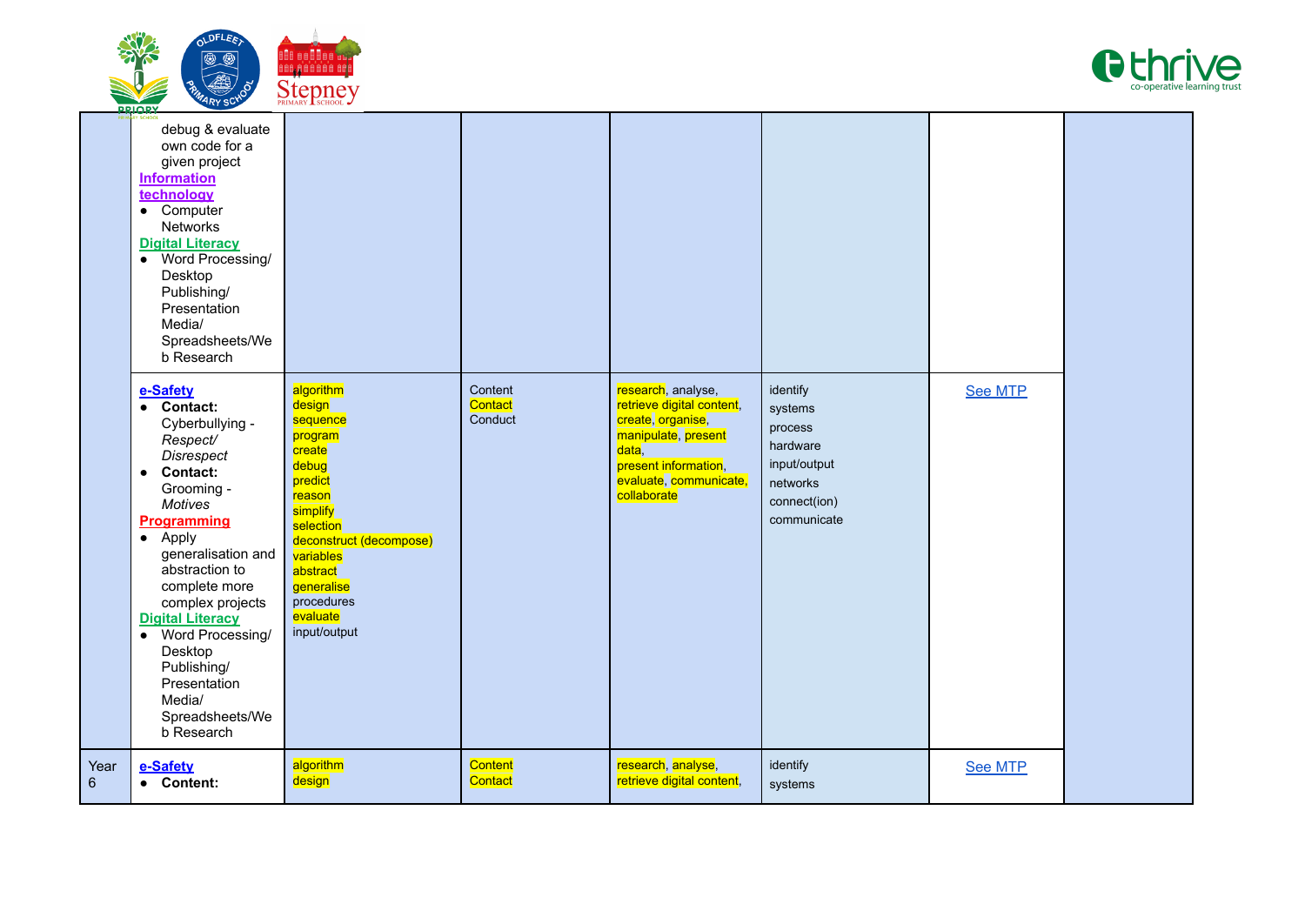| | | | | | | | |
|---|---|---|---|---|---|---|---|
| | debug & evaluate own code for a given project<br>**Information technology**<br>• Computer Networks<br>**Digital Literacy**<br>• Word Processing/ Desktop Publishing/ Presentation Media/ Spreadsheets/Web Research | | | | | | |
| | **e-Safety**<br>• **Contact:** Cyberbullying - *Respect/ Disrespect*<br>• **Contact:** Grooming - *Motives*<br>**Programming**<br>• Apply generalisation and abstraction to complete more complex projects<br>**Digital Literacy**<br>• Word Processing/ Desktop Publishing/ Presentation Media/ Spreadsheets/Web Research | algorithm<br>design<br>sequence<br>program<br>create<br>debug<br>predict<br>reason<br>simplify<br>selection<br>deconstruct (decompose)<br>variables<br>abstract<br>generalise<br>procedures<br>evaluate<br>input/output | Content<br>Contact<br>Conduct | research, analyse, retrieve digital content, create, organise, manipulate, present data, present information, evaluate, communicate, collaborate | identify<br>systems<br>process<br>hardware<br>input/output<br>networks<br>connect(ion)<br>communicate | See MTP | |
| Year 6 | **e-Safety**<br>• **Content:** | algorithm<br>design | Content<br>Contact | research, analyse, retrieve digital content, | identify<br>systems | See MTP | |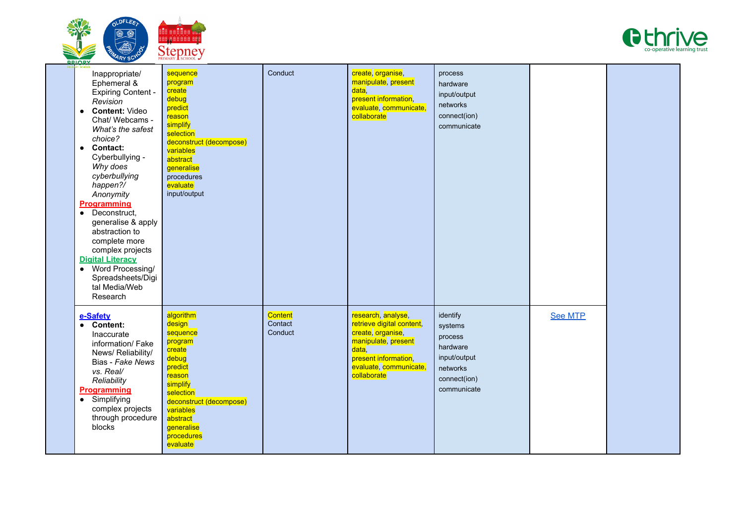| | | | | | | | |
|---|---|---|---|---|---|---|---|
| | Inappropriate/ Ephemeral & Expiring Content - *Revision*<br>• **Content:** Video Chat/ Webcams - *What's the safest choice?*<br>• **Contact:** Cyberbullying - *Why does cyberbullying happen?/ Anonymity*<br>**Programming**<br>• Deconstruct, generalise & apply abstraction to complete more complex projects<br>**Digital Literacy**<br>• Word Processing/ Spreadsheets/Digital Media/Web Research | sequence<br>program<br>create<br>debug<br>predict<br>reason<br>simplify<br>selection<br>deconstruct (decompose)<br>variables<br>abstract<br>generalise<br>procedures<br>evaluate<br>input/output | Conduct | create, organise, manipulate, present data,<br>present information, evaluate, communicate, collaborate | process<br>hardware<br>input/output<br>networks<br>connect(ion)<br>communicate | | |
| | **e-Safety**<br>• **Content:** Inaccurate information/ Fake News/ Reliability/ Bias - *Fake News vs. Real/ Reliability*<br>**Programming**<br>• Simplifying complex projects through procedure blocks | algorithm<br>design<br>sequence<br>program<br>create<br>debug<br>predict<br>reason<br>simplify<br>selection<br>deconstruct (decompose)<br>variables<br>abstract<br>generalise<br>procedures<br>evaluate | Content<br>Contact<br>Conduct | research, analyse, retrieve digital content, create, organise, manipulate, present data,<br>present information, evaluate, communicate, collaborate | identify<br>systems<br>process<br>hardware<br>input/output<br>networks<br>connect(ion)<br>communicate | See MTP | |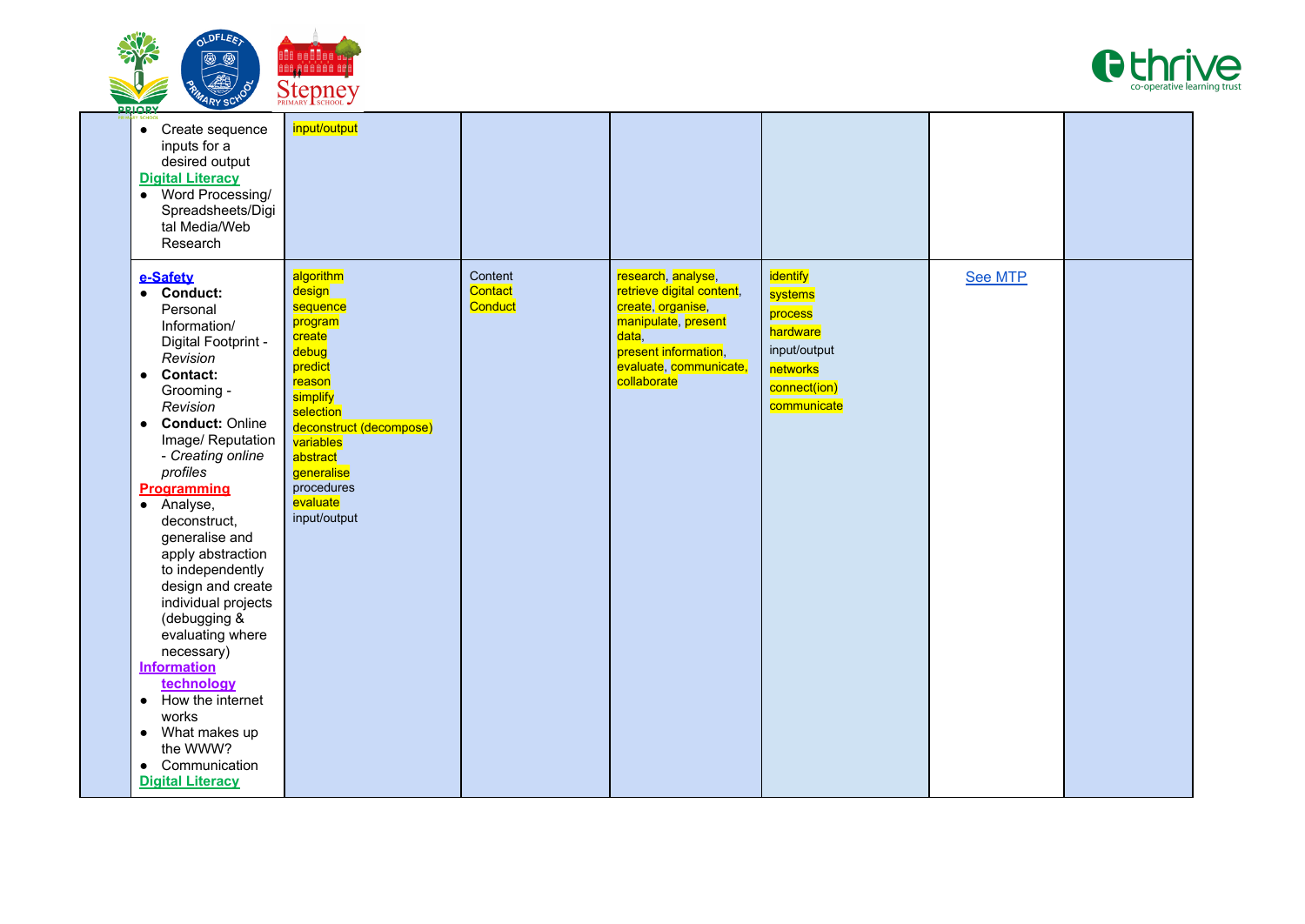| | | | | | | | |
|---|---|---|---|---|---|---|---|
| | • Create sequence inputs for a desired output<br>**Digital Literacy**<br>• Word Processing/ Spreadsheets/Digital Media/Web Research | input/output | | | | | |
| | **e-Safety**<br>• **Conduct:** Personal Information/ Digital Footprint - *Revision*<br>• **Contact:** Grooming - *Revision*<br>• **Conduct:** Online Image/ Reputation - *Creating online profiles*<br>**Programming**<br>• Analyse, deconstruct, generalise and apply abstraction to independently design and create individual projects (debugging & evaluating where necessary)<br>**Information technology**<br>• How the internet works<br>• What makes up the WWW?<br>• Communication<br>**Digital Literacy** | algorithm<br>design<br>sequence<br>program<br>create<br>debug<br>predict<br>reason<br>simplify<br>selection<br>deconstruct (decompose)<br>variables<br>abstract<br>generalise<br>procedures<br>evaluate<br>input/output | Content<br>Contact<br>Conduct | research, analyse, retrieve digital content, create, organise, manipulate, present data, present information, evaluate, communicate, collaborate | identify<br>systems<br>process<br>hardware<br>input/output<br>networks<br>connect(ion)<br>communicate | See MTP | |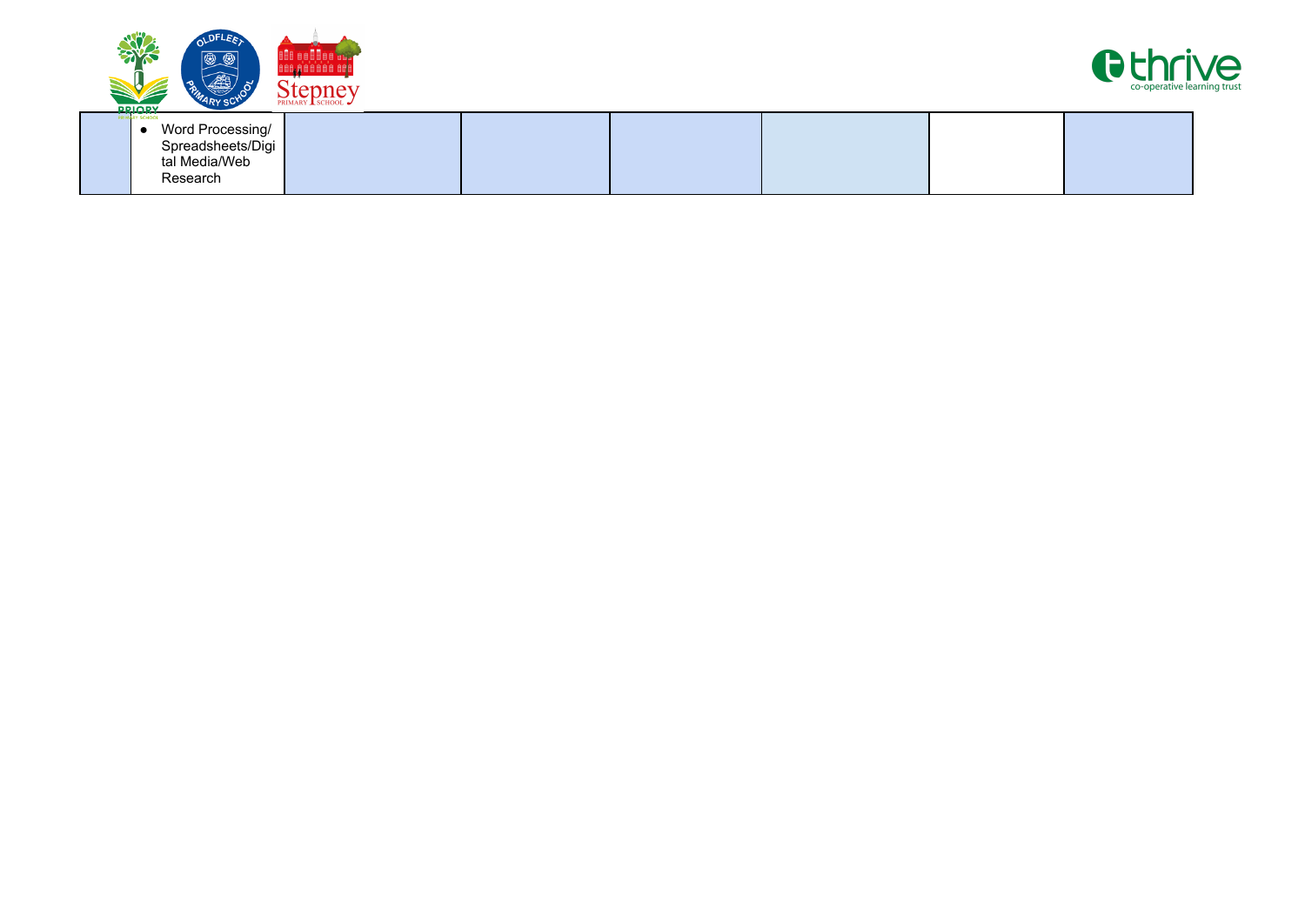| | | | | | | | |
|---|---|---|---|---|---|---|---|
| | • Word Processing/ Spreadsheets/Digital Media/Web Research | | | | | | |